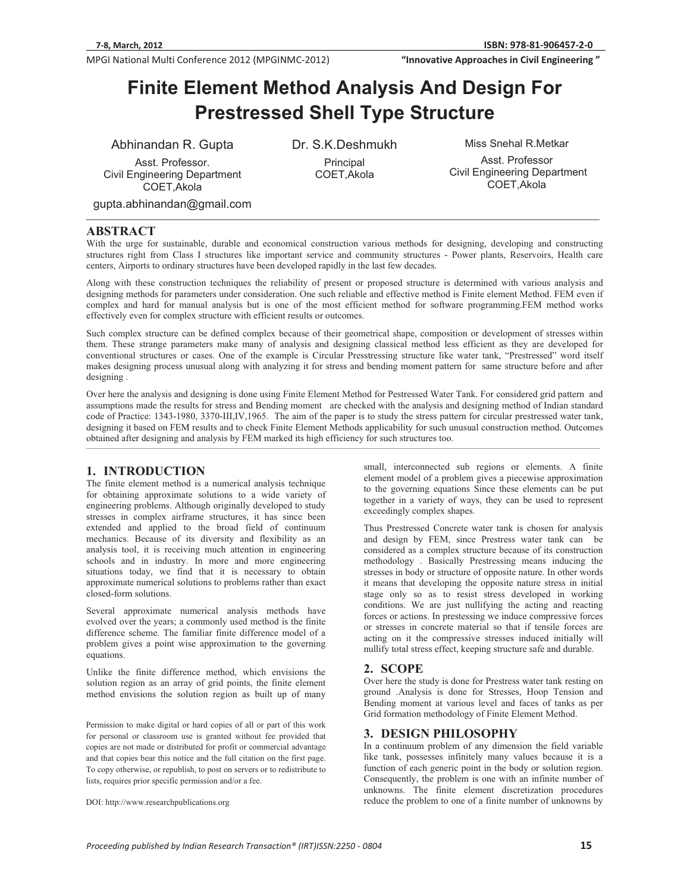# Finite Element Method Analysis And Design For Prestressed Shell Type Structure

Abhinandan R. Gupta
Asst. Professor.
Civil Engineering Department
COET,Akola
gupta.abhinandan@gmail.com

Dr. S.K.Deshmukh
Principal
COET,Akola

Miss Snehal R.Metkar
Asst. Professor
Civil Engineering Department
COET,Akola

## ABSTRACT

With the urge for sustainable, durable and economical construction various methods for designing, developing and constructing structures right from Class I structures like important service and community structures - Power plants, Reservoirs, Health care centers, Airports to ordinary structures have been developed rapidly in the last few decades.

Along with these construction techniques the reliability of present or proposed structure is determined with various analysis and designing methods for parameters under consideration. One such reliable and effective method is Finite element Method. FEM even if complex and hard for manual analysis but is one of the most efficient method for software programming.FEM method works effectively even for complex structure with efficient results or outcomes.

Such complex structure can be defined complex because of their geometrical shape, composition or development of stresses within them. These strange parameters make many of analysis and designing classical method less efficient as they are developed for conventional structures or cases. One of the example is Circular Presstressing structure like water tank, "Prestressed" word itself makes designing process unusual along with analyzing it for stress and bending moment pattern for same structure before and after designing .

Over here the analysis and designing is done using Finite Element Method for Pestressed Water Tank. For considered grid pattern and assumptions made the results for stress and Bending moment are checked with the analysis and designing method of Indian standard code of Practice: 1343-1980, 3370-III,IV,1965. The aim of the paper is to study the stress pattern for circular prestressed water tank, designing it based on FEM results and to check Finite Element Methods applicability for such unusual construction method. Outcomes obtained after designing and analysis by FEM marked its high efficiency for such structures too.

## 1. INTRODUCTION

The finite element method is a numerical analysis technique for obtaining approximate solutions to a wide variety of engineering problems. Although originally developed to study stresses in complex airframe structures, it has since been extended and applied to the broad field of continuum mechanics. Because of its diversity and flexibility as an analysis tool, it is receiving much attention in engineering schools and in industry. In more and more engineering situations today, we find that it is necessary to obtain approximate numerical solutions to problems rather than exact closed-form solutions.

Several approximate numerical analysis methods have evolved over the years; a commonly used method is the finite difference scheme. The familiar finite difference model of a problem gives a point wise approximation to the governing equations.

Unlike the finite difference method, which envisions the solution region as an array of grid points, the finite element method envisions the solution region as built up of many small, interconnected sub regions or elements. A finite element model of a problem gives a piecewise approximation to the governing equations Since these elements can be put together in a variety of ways, they can be used to represent exceedingly complex shapes.

Thus Prestressed Concrete water tank is chosen for analysis and design by FEM, since Prestress water tank can be considered as a complex structure because of its construction methodology . Basically Prestressing means inducing the stresses in body or structure of opposite nature. In other words it means that developing the opposite nature stress in initial stage only so as to resist stress developed in working conditions. We are just nullifying the acting and reacting forces or actions. In prestessing we induce compressive forces or stresses in concrete material so that if tensile forces are acting on it the compressive stresses induced initially will nullify total stress effect, keeping structure safe and durable.

## 2. SCOPE

Over here the study is done for Prestress water tank resting on ground .Analysis is done for Stresses, Hoop Tension and Bending moment at various level and faces of tanks as per Grid formation methodology of Finite Element Method.

## 3. DESIGN PHILOSOPHY

In a continuum problem of any dimension the field variable like tank, possesses infinitely many values because it is a function of each generic point in the body or solution region. Consequently, the problem is one with an infinite number of unknowns. The finite element discretization procedures reduce the problem to one of a finite number of unknowns by

Permission to make digital or hard copies of all or part of this work for personal or classroom use is granted without fee provided that copies are not made or distributed for profit or commercial advantage and that copies bear this notice and the full citation on the first page. To copy otherwise, or republish, to post on servers or to redistribute to lists, requires prior specific permission and/or a fee.

DOI: http://www.researchpublications.org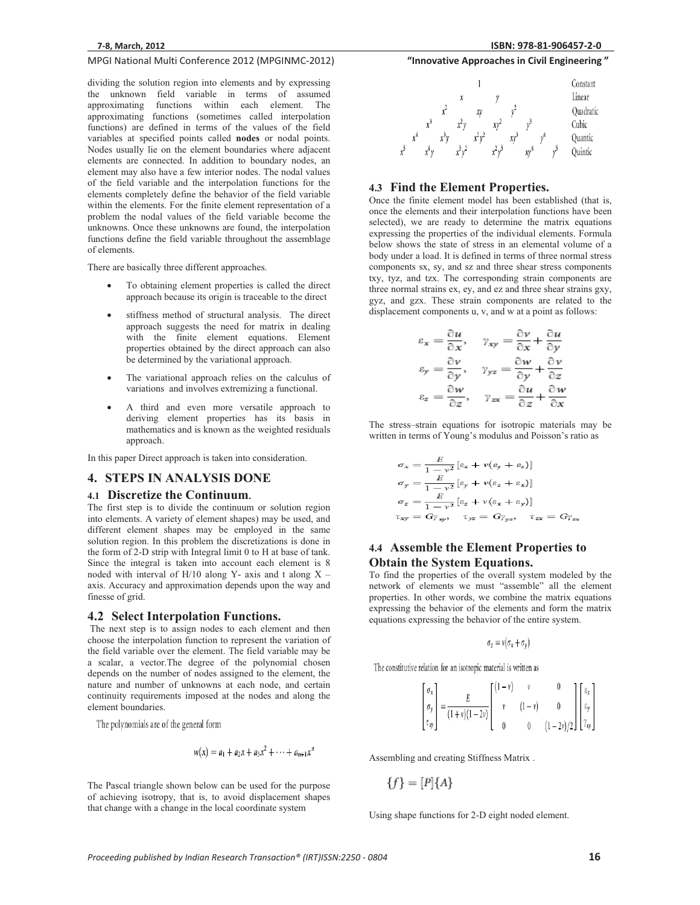dividing the solution region into elements and by expressing the unknown field variable in terms of assumed approximating functions within each element. The approximating functions (sometimes called interpolation functions) are defined in terms of the values of the field variables at specified points called **nodes** or nodal points. Nodes usually lie on the element boundaries where adjacent elements are connected. In addition to boundary nodes, an element may also have a few interior nodes. The nodal values of the field variable and the interpolation functions for the elements completely define the behavior of the field variable within the elements. For the finite element representation of a problem the nodal values of the field variable become the unknowns. Once these unknowns are found, the interpolation functions define the field variable throughout the assemblage of elements.

There are basically three different approaches.

- To obtaining element properties is called the direct approach because its origin is traceable to the direct
- stiffness method of structural analysis. The direct approach suggests the need for matrix in dealing with the finite element equations. Element properties obtained by the direct approach can also be determined by the variational approach.
- The variational approach relies on the calculus of variations and involves extremizing a functional.
- A third and even more versatile approach to deriving element properties has its basis in mathematics and is known as the weighted residuals approach.

In this paper Direct approach is taken into consideration.

## 4. STEPS IN ANALYSIS DONE

### 4.1 Discretize the Continuum.

The first step is to divide the continuum or solution region into elements. A variety of element shapes) may be used, and different element shapes may be employed in the same solution region. In this problem the discretizations is done in the form of 2-D strip with Integral limit 0 to H at base of tank. Since the integral is taken into account each element is 8 noded with interval of H/10 along Y- axis and t along X – axis. Accuracy and approximation depends upon the way and finesse of grid.

### 4.2 Select Interpolation Functions.

The next step is to assign nodes to each element and then choose the interpolation function to represent the variation of the field variable over the element. The field variable may be a scalar, a vector.The degree of the polynomial chosen depends on the number of nodes assigned to the element, the nature and number of unknowns at each node, and certain continuity requirements imposed at the nodes and along the element boundaries.

The polynomials are of the general form

$$w(x) = a_1 + a_2 x + a_3 x^2 + \cdots + a_{n+1} x^n$$

The Pascal triangle shown below can be used for the purpose of achieving isotropy, that is, to avoid displacement shapes that change with a change in the local coordinate system

| | | | | | | | | | | | |
|---|---|---|---|---|---|---|---|---|---|---|---|
| | | | | | $1$ | | | | | | Constant |
| | | | | $x$ | | $y$ | | | | | Linear |
| | | | $x^2$ | | $xy$ | | $y^2$ | | | | Quadratic |
| | | $x^3$ | | $x^2y$ | | $xy^2$ | | $y^3$ | | | Cubic |
| | $x^4$ | | $x^3y$ | | $x^2y^2$ | | $xy^3$ | | $y^4$ | | Quantic |
| $x^5$ | | $x^4y$ | | $x^3y^2$ | | $x^2y^3$ | | $xy^4$ | | $y^5$ | Quintic |

### 4.3 Find the Element Properties.

Once the finite element model has been established (that is, once the elements and their interpolation functions have been selected), we are ready to determine the matrix equations expressing the properties of the individual elements. Formula below shows the state of stress in an elemental volume of a body under a load. It is defined in terms of three normal stress components sx, sy, and sz and three shear stress components txy, tyz, and tzx. The corresponding strain components are three normal strains ex, ey, and ez and three shear strains gxy, gyz, and gzx. These strain components are related to the displacement components u, v, and w at a point as follows:

$$\varepsilon_x = \frac{\partial u}{\partial x}, \quad \gamma_{xy} = \frac{\partial v}{\partial x} + \frac{\partial u}{\partial y}$$

$$\varepsilon_y = \frac{\partial v}{\partial y}, \quad \gamma_{yz} = \frac{\partial w}{\partial y} + \frac{\partial v}{\partial z}$$

$$\varepsilon_z = \frac{\partial w}{\partial z}, \quad \gamma_{zx} = \frac{\partial u}{\partial z} + \frac{\partial w}{\partial x}$$

The stress–strain equations for isotropic materials may be written in terms of Young's modulus and Poisson's ratio as

$$\sigma_x = \frac{E}{1-\nu^2}[\varepsilon_x + \nu(\varepsilon_y + \varepsilon_z)]$$

$$\sigma_y = \frac{E}{1-\nu^2}[\varepsilon_y + \nu(\varepsilon_z + \varepsilon_x)]$$

$$\sigma_z = \frac{E}{1-\nu^2}[\varepsilon_z + \nu(\varepsilon_x + \varepsilon_y)]$$

$$\tau_{xy} = G\gamma_{xy}, \quad \tau_{yz} = G\gamma_{yz}, \quad \tau_{zx} = G\gamma_{zx}$$

### 4.4 Assemble the Element Properties to Obtain the System Equations.

To find the properties of the overall system modeled by the network of elements we must "assemble" all the element properties. In other words, we combine the matrix equations expressing the behavior of the elements and form the matrix equations expressing the behavior of the entire system.

$$\sigma_z = \nu(\sigma_x + \sigma_y)$$

The constitutive relation for an isotropic material is written as

$$\begin{bmatrix} \sigma_x \\ \sigma_y \\ \tau_{xy} \end{bmatrix} = \frac{E}{(1+\nu)(1-2\nu)} \begin{bmatrix} (1-\nu) & \nu & 0 \\ \nu & (1-\nu) & 0 \\ 0 & 0 & (1-2\nu)/2 \end{bmatrix} \begin{bmatrix} \varepsilon_x \\ \varepsilon_y \\ \gamma_{xy} \end{bmatrix}$$

Assembling and creating Stiffness Matrix .

$$\{f\} = [P]\{A\}$$

Using shape functions for 2-D eight noded element.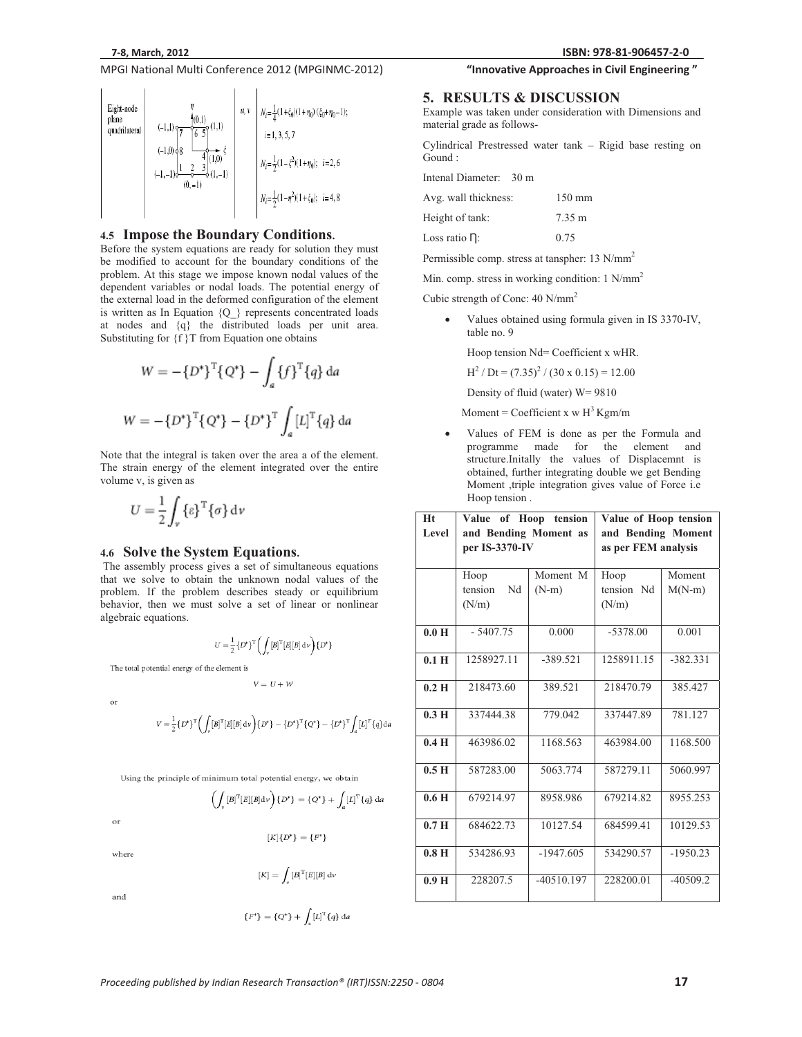| Eight-node plane quadrilateral | (diagram) | u, v | $N_i = \frac{1}{4}(1+\xi_0)(1+\eta_0)(\xi_0+\eta_0-1)$; $i = 1, 3, 5, 7$ <br> $N_i = \frac{1}{2}(1-\xi^2)(1+\eta_0)$; $i = 2, 6$ <br> $N_i = \frac{1}{2}(1-\eta^2)(1+\xi_0)$; $i = 4, 8$ |
|---|---|---|---|

### 4.5 Impose the Boundary Conditions.

Before the system equations are ready for solution they must be modified to account for the boundary conditions of the problem. At this stage we impose known nodal values of the dependent variables or nodal loads. The potential energy of the external load in the deformed configuration of the element is written as In Equation {Q_} represents concentrated loads at nodes and {q} the distributed loads per unit area. Substituting for {f }T from Equation one obtains

$$W = -\{D^*\}^T\{Q^*\} - \int_a \{f\}^T\{q\}\,da$$

$$W = -\{D^*\}^T\{Q^*\} - \{D^*\}^T \int_a [L]^T\{q\}\,da$$

Note that the integral is taken over the area a of the element. The strain energy of the element integrated over the entire volume v, is given as

$$U = \frac{1}{2}\int_v \{\varepsilon\}^T\{\sigma\}\,dv$$

### 4.6 Solve the System Equations.

The assembly process gives a set of simultaneous equations that we solve to obtain the unknown nodal values of the problem. If the problem describes steady or equilibrium behavior, then we must solve a set of linear or nonlinear algebraic equations.

$$U = \frac{1}{2}\{D^*\}^T\left(\int_v [B]^T[E][B]\,dv\right)\{D^*\}$$

The total potential energy of the element is

$$V = U + W$$

or

$$V = \frac{1}{2}\{D^*\}^T\left(\int_v [B]^T[E][B]\,dv\right)\{D^*\} - \{D^*\}^T\{Q^*\} - \{D^*\}^T\int_a [L]^T\{q\}\,da$$

Using the principle of minimum total potential energy, we obtain

$$\left(\int_v [B]^T[E][B]\,dv\right)\{D^*\} = \{Q^*\} + \int_a [L]^T\{q\}\,da$$

or

$$[K]\{D^*\} = \{F^*\}$$

where

$$[K] = \int_v [B]^T[E][B]\,dv$$

and

$$\{F^*\} = \{Q^*\} + \int_s [L]^T\{q\}\,da$$

## 5. RESULTS & DISCUSSION

Example was taken under consideration with Dimensions and material grade as follows-

Cylindrical Prestressed water tank – Rigid base resting on Gound :

Intenal Diameter: 30 m

Avg. wall thickness: 150 mm

Height of tank: 7.35 m

Loss ratio Ŋ: 0.75

Permissible comp. stress at tanspher: 13 N/mm$^2$

Min. comp. stress in working condition: 1 N/mm$^2$

Cubic strength of Conc: 40 N/mm$^2$

- Values obtained using formula given in IS 3370-IV, table no. 9

  Hoop tension Nd= Coefficient x wHR.

  $H^2 / Dt = (7.35)^2 / (30 \times 0.15) = 12.00$

  Density of fluid (water) W= 9810

  Moment = Coefficient x w $H^3$ Kgm/m

- Values of FEM is done as per the Formula and programme made for the element and structure.Initally the values of Displacemnt is obtained, further integrating double we get Bending Moment ,triple integration gives value of Force i.e Hoop tension .

| Ht Level | Value of Hoop tension and Bending Moment as per IS-3370-IV | | Value of Hoop tension and Bending Moment as per FEM analysis | |
|---|---|---|---|---|
| | Hoop tension Nd (N/m) | Moment M (N-m) | Hoop tension Nd (N/m) | Moment M(N-m) |
| **0.0 H** | - 5407.75 | 0.000 | -5378.00 | 0.001 |
| **0.1 H** | 1258927.11 | -389.521 | 1258911.15 | -382.331 |
| **0.2 H** | 218473.60 | 389.521 | 218470.79 | 385.427 |
| **0.3 H** | 337444.38 | 779.042 | 337447.89 | 781.127 |
| **0.4 H** | 463986.02 | 1168.563 | 463984.00 | 1168.500 |
| **0.5 H** | 587283.00 | 5063.774 | 587279.11 | 5060.997 |
| **0.6 H** | 679214.97 | 8958.986 | 679214.82 | 8955.253 |
| **0.7 H** | 684622.73 | 10127.54 | 684599.41 | 10129.53 |
| **0.8 H** | 534286.93 | -1947.605 | 534290.57 | -1950.23 |
| **0.9 H** | 228207.5 | -40510.197 | 228200.01 | -40509.2 |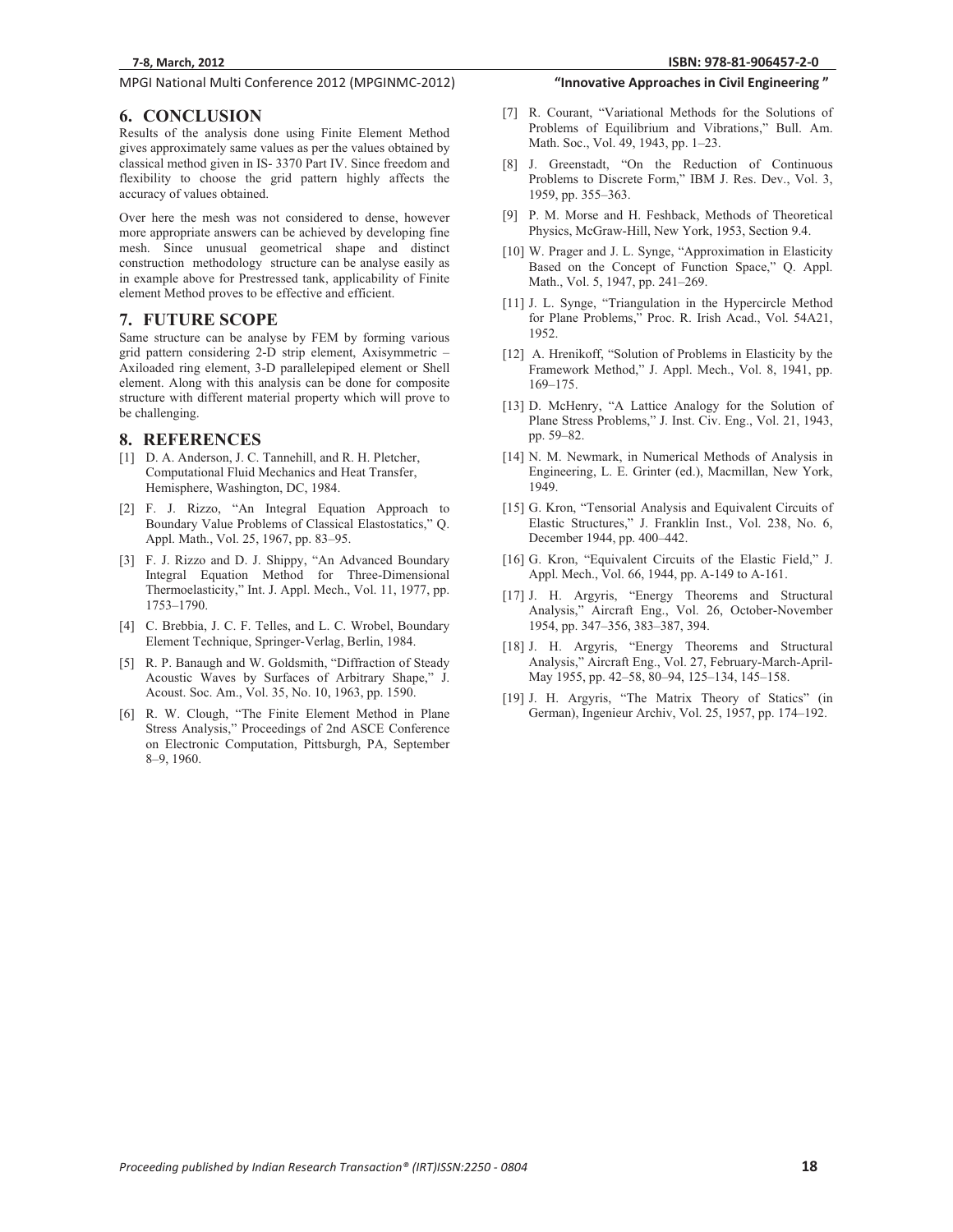## 6. CONCLUSION

Results of the analysis done using Finite Element Method gives approximately same values as per the values obtained by classical method given in IS- 3370 Part IV. Since freedom and flexibility to choose the grid pattern highly affects the accuracy of values obtained.

Over here the mesh was not considered to dense, however more appropriate answers can be achieved by developing fine mesh. Since unusual geometrical shape and distinct construction methodology structure can be analyse easily as in example above for Prestressed tank, applicability of Finite element Method proves to be effective and efficient.

## 7. FUTURE SCOPE

Same structure can be analyse by FEM by forming various grid pattern considering 2-D strip element, Axisymmetric – Axiloaded ring element, 3-D parallelepiped element or Shell element. Along with this analysis can be done for composite structure with different material property which will prove to be challenging.

## 8. REFERENCES

[1] D. A. Anderson, J. C. Tannehill, and R. H. Pletcher, Computational Fluid Mechanics and Heat Transfer, Hemisphere, Washington, DC, 1984.

[2] F. J. Rizzo, "An Integral Equation Approach to Boundary Value Problems of Classical Elastostatics," Q. Appl. Math., Vol. 25, 1967, pp. 83–95.

[3] F. J. Rizzo and D. J. Shippy, "An Advanced Boundary Integral Equation Method for Three-Dimensional Thermoelasticity," Int. J. Appl. Mech., Vol. 11, 1977, pp. 1753–1790.

[4] C. Brebbia, J. C. F. Telles, and L. C. Wrobel, Boundary Element Technique, Springer-Verlag, Berlin, 1984.

[5] R. P. Banaugh and W. Goldsmith, "Diffraction of Steady Acoustic Waves by Surfaces of Arbitrary Shape," J. Acoust. Soc. Am., Vol. 35, No. 10, 1963, pp. 1590.

[6] R. W. Clough, "The Finite Element Method in Plane Stress Analysis," Proceedings of 2nd ASCE Conference on Electronic Computation, Pittsburgh, PA, September 8–9, 1960.

[7] R. Courant, "Variational Methods for the Solutions of Problems of Equilibrium and Vibrations," Bull. Am. Math. Soc., Vol. 49, 1943, pp. 1–23.

[8] J. Greenstadt, "On the Reduction of Continuous Problems to Discrete Form," IBM J. Res. Dev., Vol. 3, 1959, pp. 355–363.

[9] P. M. Morse and H. Feshback, Methods of Theoretical Physics, McGraw-Hill, New York, 1953, Section 9.4.

[10] W. Prager and J. L. Synge, "Approximation in Elasticity Based on the Concept of Function Space," Q. Appl. Math., Vol. 5, 1947, pp. 241–269.

[11] J. L. Synge, "Triangulation in the Hypercircle Method for Plane Problems," Proc. R. Irish Acad., Vol. 54A21, 1952.

[12] A. Hrenikoff, "Solution of Problems in Elasticity by the Framework Method," J. Appl. Mech., Vol. 8, 1941, pp. 169–175.

[13] D. McHenry, "A Lattice Analogy for the Solution of Plane Stress Problems," J. Inst. Civ. Eng., Vol. 21, 1943, pp. 59–82.

[14] N. M. Newmark, in Numerical Methods of Analysis in Engineering, L. E. Grinter (ed.), Macmillan, New York, 1949.

[15] G. Kron, "Tensorial Analysis and Equivalent Circuits of Elastic Structures," J. Franklin Inst., Vol. 238, No. 6, December 1944, pp. 400–442.

[16] G. Kron, "Equivalent Circuits of the Elastic Field," J. Appl. Mech., Vol. 66, 1944, pp. A-149 to A-161.

[17] J. H. Argyris, "Energy Theorems and Structural Analysis," Aircraft Eng., Vol. 26, October-November 1954, pp. 347–356, 383–387, 394.

[18] J. H. Argyris, "Energy Theorems and Structural Analysis," Aircraft Eng., Vol. 27, February-March-April-May 1955, pp. 42–58, 80–94, 125–134, 145–158.

[19] J. H. Argyris, "The Matrix Theory of Statics" (in German), Ingenieur Archiv, Vol. 25, 1957, pp. 174–192.